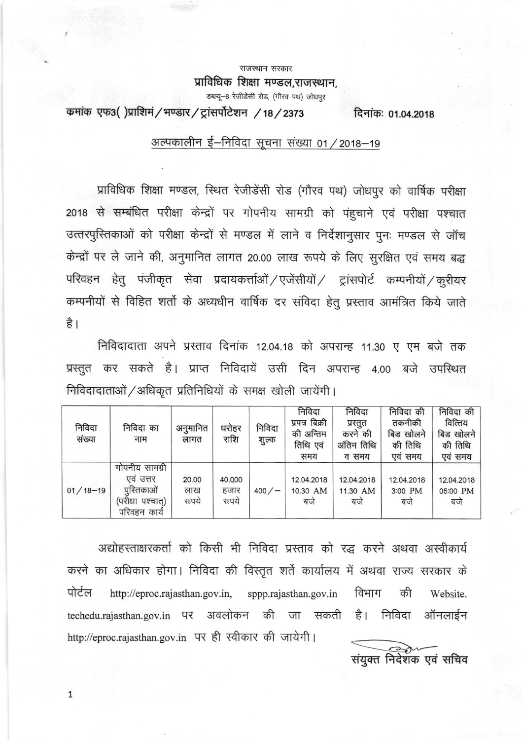राजस्थान सरकार

**प्राविधिक शिक्षा मण्डल,राजस्थान,**

डब्ल्यू–6 रेजीडेंसी रोड, (गौरव पथ) जोधपुर

**कमांक एफ3( )प्राशिमं/भण्डार/ट्रांसपोर्टेशन /18/2373** **दिनांकः 01.04.2018**

## अल्पकालीन ई–निविदा सूचना संख्या 01/2018–19

प्राविधिक शिक्षा मण्डल, स्थित रेजीडेंसी रोड (गौरव पथ) जोधपुर को वार्षिक परीक्षा 2018 से सम्बंधित परीक्षा केन्द्रों पर गोपनीय सामग्री को पंहुचाने एवं परीक्षा पश्चात उत्तरपुस्तिकाओं को परीक्षा केन्द्रों से मण्डल में लाने व निर्देशानुसार पुनः मण्डल से जॉच केन्द्रों पर ले जाने की, अनुमानित लागत 20.00 लाख रूपये के लिए सुरक्षित एवं समय बद्ध परिवहन हेतु पंजीकृत सेवा प्रदायकर्त्ताओं/एजेंसीयों/ ट्रांसपोर्ट कम्पनीयों/कुरीयर कम्पनीयों से विहित शर्तो के अध्यधीन वार्षिक दर संविदा हेतु प्रस्ताव आमंत्रित किये जाते है।

निविदादाता अपने प्रस्ताव दिनांक 12.04.18 को अपरान्ह 11.30 ए एम बजे तक प्रस्तुत कर सकते है। प्राप्त निविदायें उसी दिन अपरान्ह 4.00 बजे उपस्थित निविदादाताओं/अधिकृत प्रतिनिधियों के समक्ष खोली जायेंगी।

| निविदा संख्या | निविदा का नाम | अनुमानित लागत | धरोहर राशि | निविदा शुल्क | निविदा प्रपत्र बिक्री की अन्तिम तिथि एवं समय | निविदा प्रस्तुत करने की अंतिम तिथि व समय | निविदा की तकनीकी बिड खोलने की तिथि एवं समय | निविदा की वित्तिय बिड खोलने की तिथि एवं समय |
|---|---|---|---|---|---|---|---|---|
| 01/18–19 | गोपनीय सामग्री एवं उत्तर पुस्तिकाओं (परीक्षा पश्चात्) परिवहन कार्य | 20.00 लाख रूपये | 40,000 हजार रूपये | 400/– | 12.04.2018 10.30 AM बजे | 12.04.2018 11.30 AM बजे | 12.04.2018 3:00 PM बजे | 12.04.2018 05:00 PM बजे |

अद्योहस्ताक्षरकर्ता को किसी भी निविदा प्रस्ताव को रद्ध करने अथवा अस्वीकार्य करने का अधिकार होगा। निविदा की विस्तृत शर्ते कार्यालय में अथवा राज्य सरकार के पोर्टल http://eproc.rajasthan.gov.in, sppp.rajasthan.gov.in विभाग की Website. techedu.rajasthan.gov.in पर अवलोकन की जा सकती है। निविदा ऑनलाईन http://eproc.rajasthan.gov.in पर ही स्वीकार की जायेगी।

संयुक्त निदेशक एवं सचिव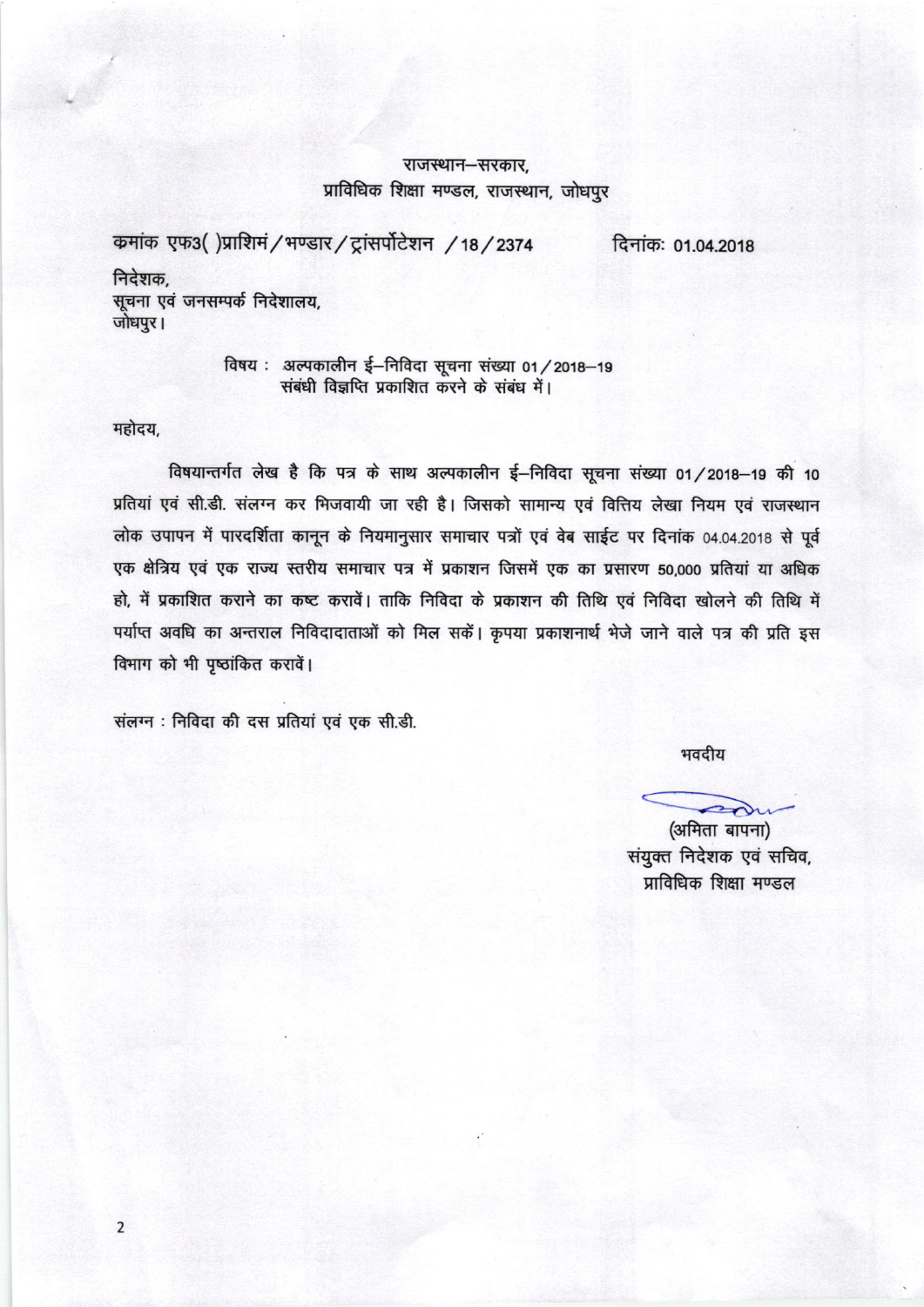राजस्थान–सरकार,
प्राविधिक शिक्षा मण्डल, राजस्थान, जोधपुर

क्रमांक एफ3( )प्राशिमं/भण्डार/ट्रांसर्पोटेशन /18/2374 दिनांकः 01.04.2018

निदेशक,
सूचना एवं जनसम्पर्क निदेशालय,
जोधपुर।

विषय : अल्पकालीन ई–निविदा सूचना संख्या 01/2018–19 संबंधी विज्ञप्ति प्रकाशित करने के संबंध में।

महोदय,

विषयान्तर्गत लेख है कि पत्र के साथ अल्पकालीन ई–निविदा सूचना संख्या 01/2018–19 की 10 प्रतियां एवं सी.डी. संलग्न कर भिजवायी जा रही है। जिसको सामान्य एवं वित्तिय लेखा नियम एवं राजस्थान लोक उपापन में पारदर्शिता कानून के नियमानुसार समाचार पत्रों एवं वेब साईट पर दिनांक 04.04.2018 से पूर्व एक क्षेत्रिय एवं एक राज्य स्तरीय समाचार पत्र में प्रकाशन जिसमें एक का प्रसारण 50,000 प्रतियां या अधिक हो, में प्रकाशित कराने का कष्ट करावें। ताकि निविदा के प्रकाशन की तिथि एवं निविदा खोलने की तिथि में पर्याप्त अवधि का अन्तराल निविदादाताओं को मिल सकें। कृपया प्रकाशनार्थ भेजे जाने वाले पत्र की प्रति इस विभाग को भी पृष्ठांकित करावें।

संलग्न : निविदा की दस प्रतियां एवं एक सी.डी.

भवदीय

(अमिता बापना)
संयुक्त निदेशक एवं सचिव,
प्राविधिक शिक्षा मण्डल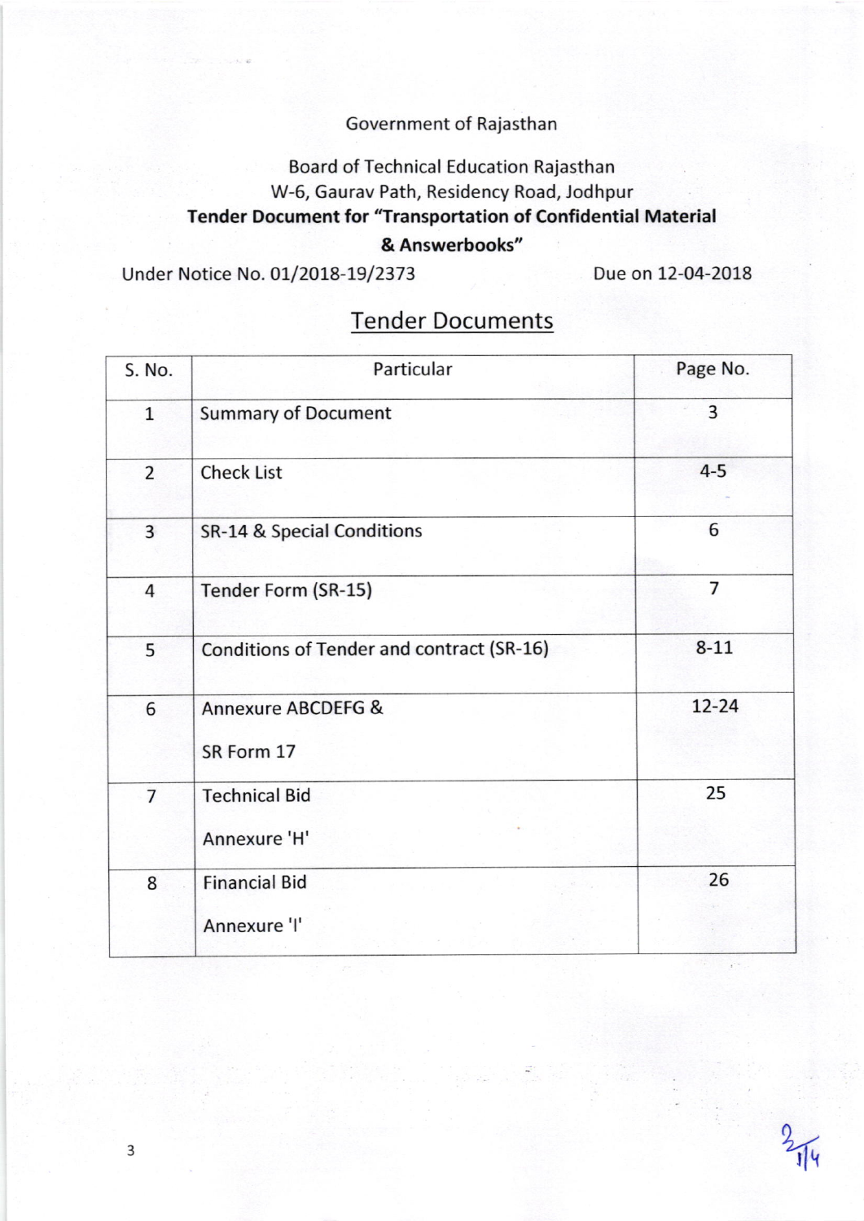Government of Rajasthan

Board of Technical Education Rajasthan
W-6, Gaurav Path, Residency Road, Jodhpur

**Tender Document for "Transportation of Confidential Material & Answerbooks"**

Under Notice No. 01/2018-19/2373 Due on 12-04-2018

## Tender Documents

| S. No. | Particular | Page No. |
|---|---|---|
| 1 | Summary of Document | 3 |
| 2 | Check List | 4-5 |
| 3 | SR-14 & Special Conditions | 6 |
| 4 | Tender Form (SR-15) | 7 |
| 5 | Conditions of Tender and contract (SR-16) | 8-11 |
| 6 | Annexure ABCDEFG & SR Form 17 | 12-24 |
| 7 | Technical Bid Annexure 'H' | 25 |
| 8 | Financial Bid Annexure 'I' | 26 |